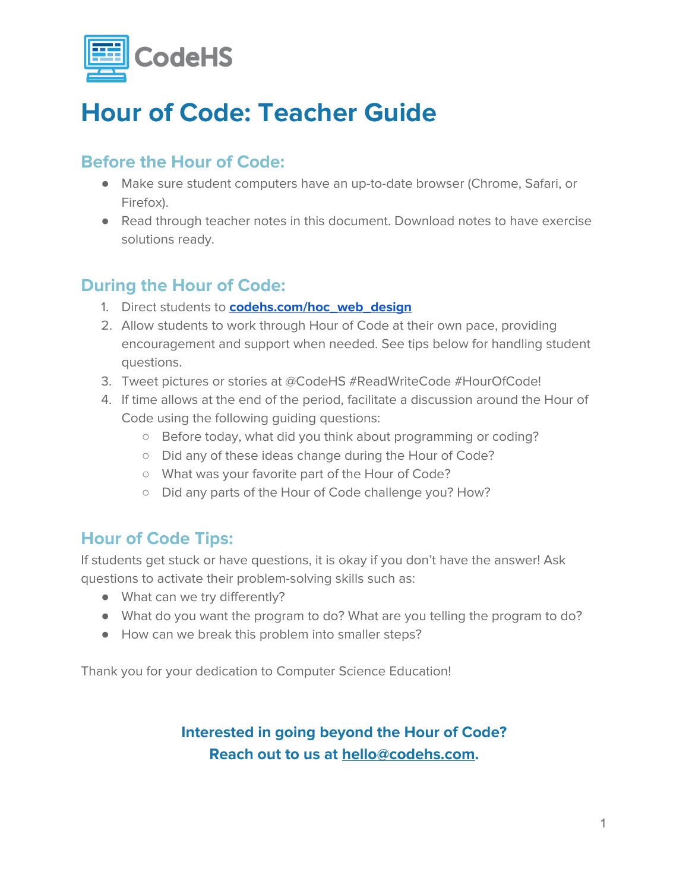CodeHS

# Hour of Code: Teacher Guide

## Before the Hour of Code:

- Make sure student computers have an up-to-date browser (Chrome, Safari, or Firefox).
- Read through teacher notes in this document. Download notes to have exercise solutions ready.

## During the Hour of Code:

1. Direct students to **codehs.com/hoc_web_design**
2. Allow students to work through Hour of Code at their own pace, providing encouragement and support when needed. See tips below for handling student questions.
3. Tweet pictures or stories at @CodeHS #ReadWriteCode #HourOfCode!
4. If time allows at the end of the period, facilitate a discussion around the Hour of Code using the following guiding questions:
    - Before today, what did you think about programming or coding?
    - Did any of these ideas change during the Hour of Code?
    - What was your favorite part of the Hour of Code?
    - Did any parts of the Hour of Code challenge you? How?

## Hour of Code Tips:

If students get stuck or have questions, it is okay if you don't have the answer! Ask questions to activate their problem-solving skills such as:

- What can we try differently?
- What do you want the program to do? What are you telling the program to do?
- How can we break this problem into smaller steps?

Thank you for your dedication to Computer Science Education!

**Interested in going beyond the Hour of Code?**
**Reach out to us at hello@codehs.com.**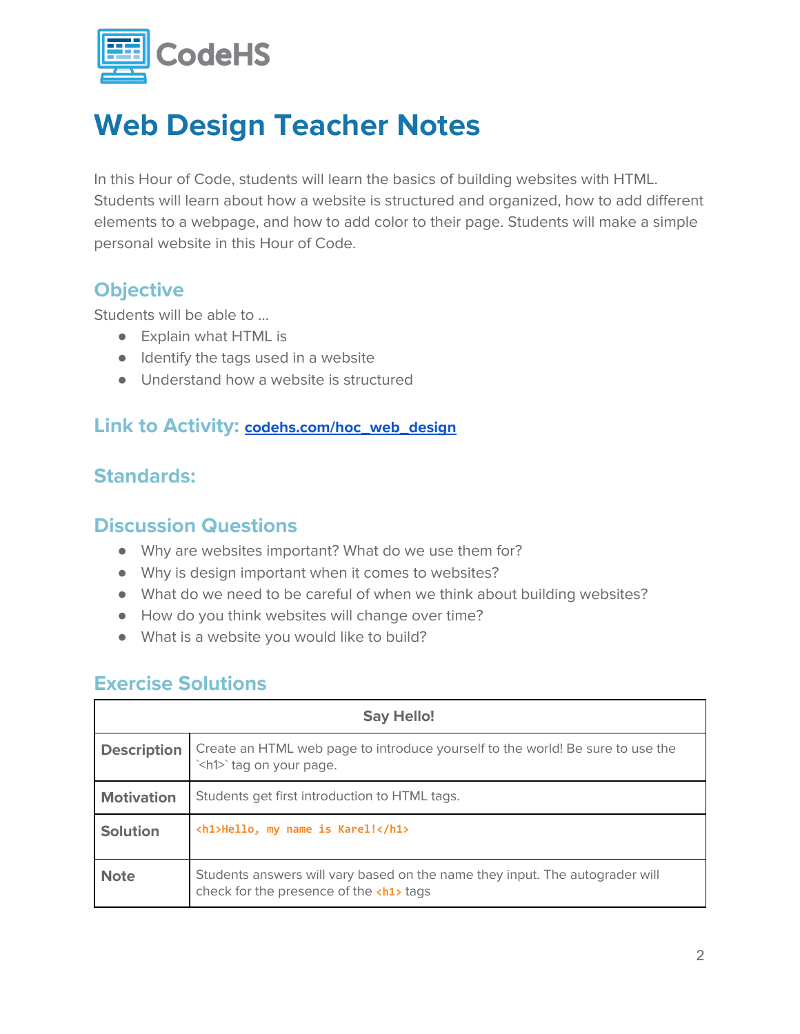CodeHS

# Web Design Teacher Notes

In this Hour of Code, students will learn the basics of building websites with HTML. Students will learn about how a website is structured and organized, how to add different elements to a webpage, and how to add color to their page. Students will make a simple personal website in this Hour of Code.

## Objective

Students will be able to ...

- Explain what HTML is
- Identify the tags used in a website
- Understand how a website is structured

## Link to Activity: [codehs.com/hoc_web_design](https://codehs.com/hoc_web_design)

## Standards:

## Discussion Questions

- Why are websites important? What do we use them for?
- Why is design important when it comes to websites?
- What do we need to be careful of when we think about building websites?
- How do you think websites will change over time?
- What is a website you would like to build?

## Exercise Solutions

| Say Hello! | |
|---|---|
| **Description** | Create an HTML web page to introduce yourself to the world! Be sure to use the \`<h1>\` tag on your page. |
| **Motivation** | Students get first introduction to HTML tags. |
| **Solution** | `<h1>Hello, my name is Karel!</h1>` |
| **Note** | Students answers will vary based on the name they input. The autograder will check for the presence of the `<h1>` tags |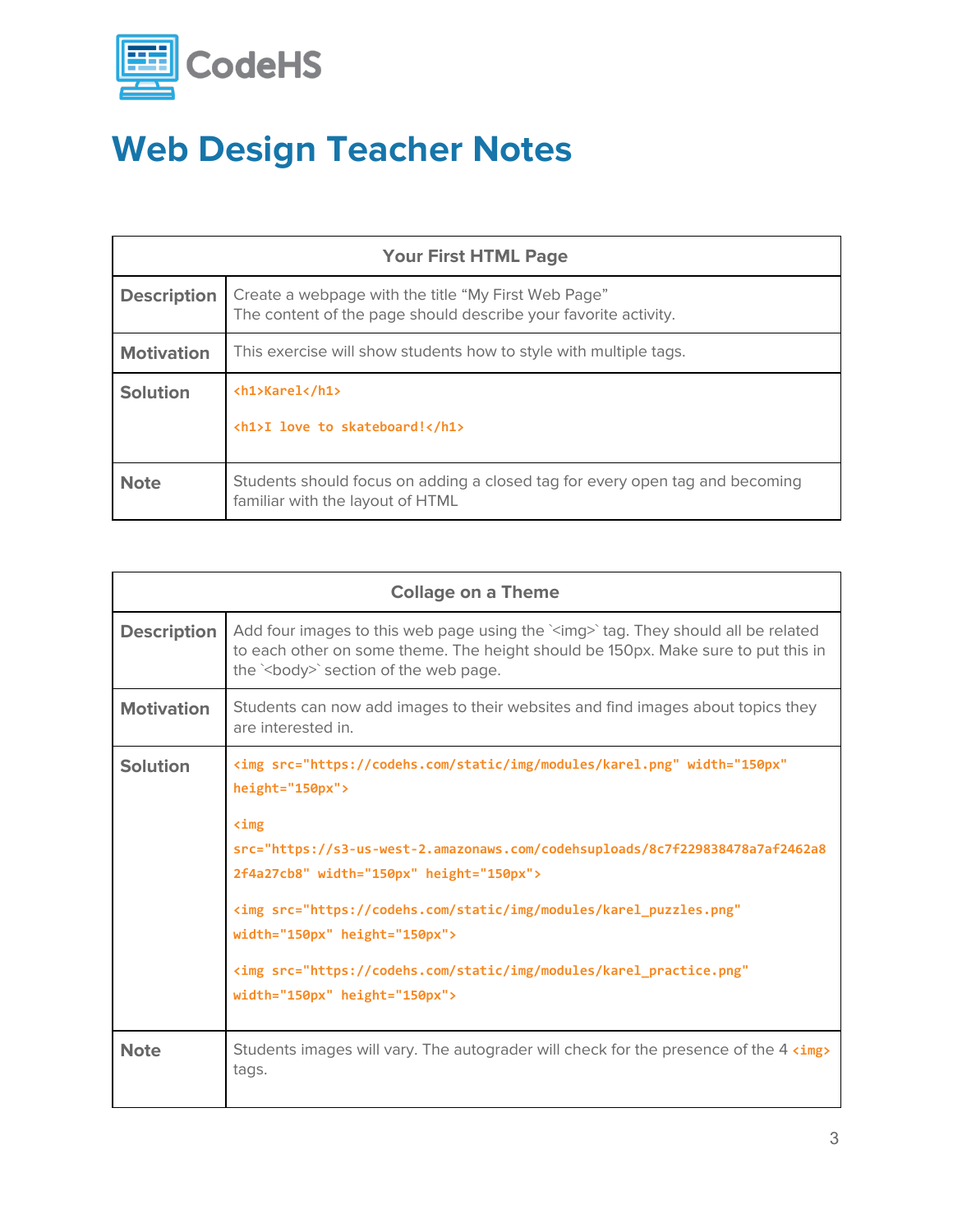# Web Design Teacher Notes

| Your First HTML Page | |
|---|---|
| **Description** | Create a webpage with the title "My First Web Page"<br>The content of the page should describe your favorite activity. |
| **Motivation** | This exercise will show students how to style with multiple tags. |
| **Solution** | `<h1>Karel</h1>`<br><br>`<h1>I love to skateboard!</h1>` |
| **Note** | Students should focus on adding a closed tag for every open tag and becoming familiar with the layout of HTML |

| Collage on a Theme | |
|---|---|
| **Description** | Add four images to this web page using the `<img>` tag. They should all be related to each other on some theme. The height should be 150px. Make sure to put this in the `<body>` section of the web page. |
| **Motivation** | Students can now add images to their websites and find images about topics they are interested in. |
| **Solution** | `<img src="https://codehs.com/static/img/modules/karel.png" width="150px" height="150px">`<br><br>`<img src="https://s3-us-west-2.amazonaws.com/codehsuploads/8c7f229838478a7af2462a82f4a27cb8" width="150px" height="150px">`<br><br>`<img src="https://codehs.com/static/img/modules/karel_puzzles.png" width="150px" height="150px">`<br><br>`<img src="https://codehs.com/static/img/modules/karel_practice.png" width="150px" height="150px">` |
| **Note** | Students images will vary. The autograder will check for the presence of the 4 `<img>` tags. |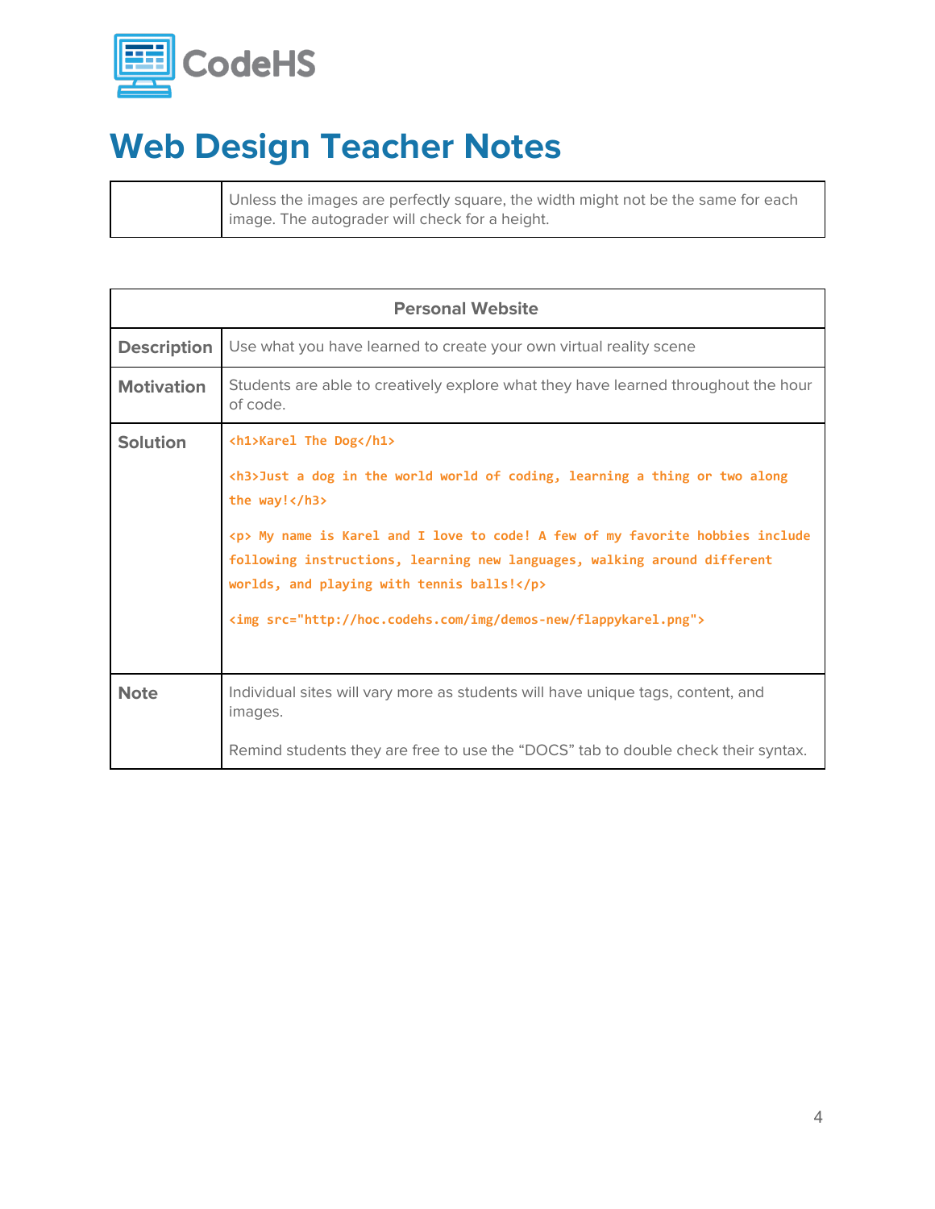# Web Design Teacher Notes

| | |
|---|---|
| | Unless the images are perfectly square, the width might not be the same for each image. The autograder will check for a height. |

| Personal Website | |
|---|---|
| **Description** | Use what you have learned to create your own virtual reality scene |
| **Motivation** | Students are able to creatively explore what they have learned throughout the hour of code. |
| **Solution** | `<h1>Karel The Dog</h1>`<br><br>`<h3>Just a dog in the world world of coding, learning a thing or two along the way!</h3>`<br><br>`<p> My name is Karel and I love to code! A few of my favorite hobbies include following instructions, learning new languages, walking around different worlds, and playing with tennis balls!</p>`<br><br>`<img src="http://hoc.codehs.com/img/demos-new/flappykarel.png">` |
| **Note** | Individual sites will vary more as students will have unique tags, content, and images.<br><br>Remind students they are free to use the "DOCS" tab to double check their syntax. |